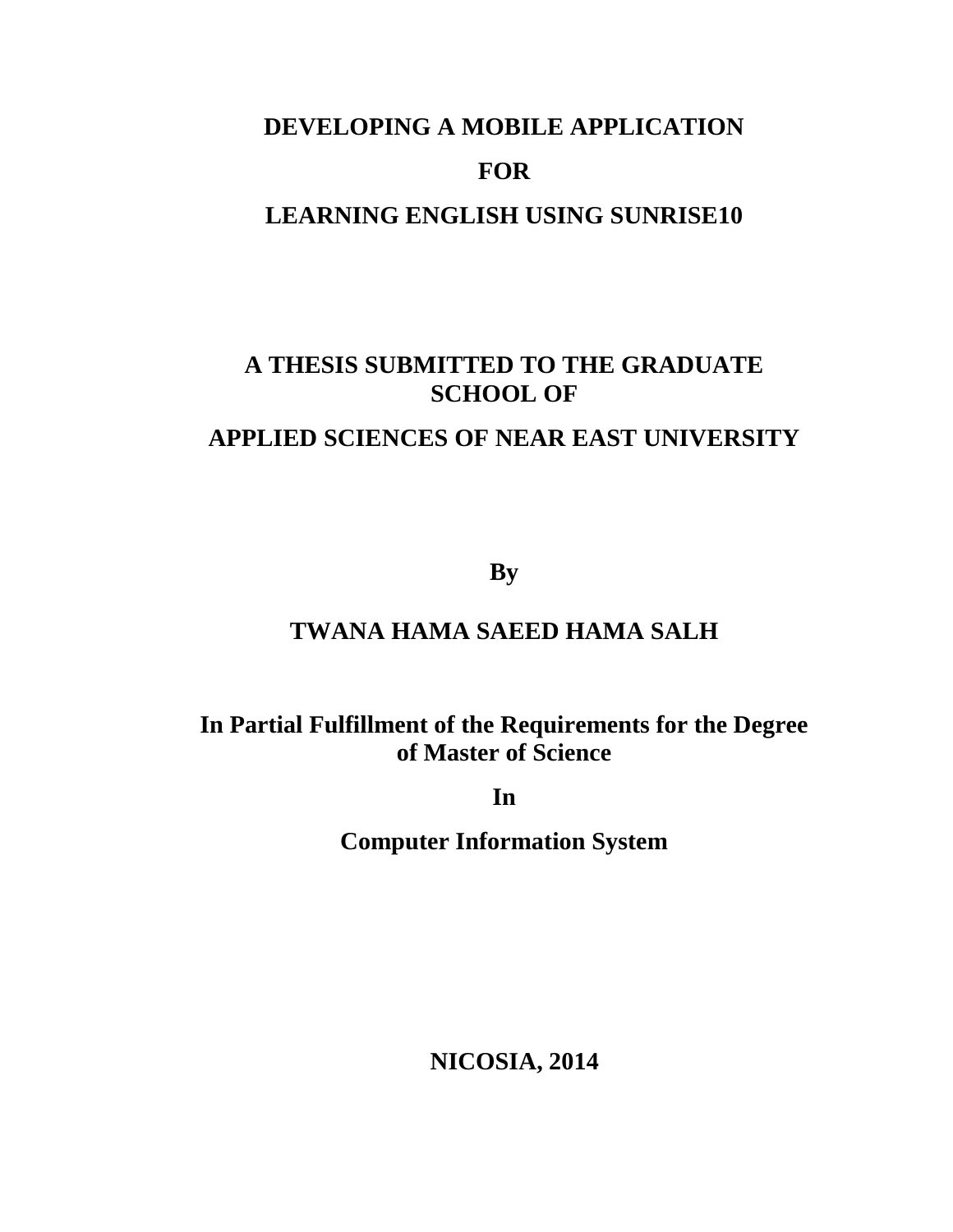# DEVELOPING A MOBILE APPLICATION

# FOR

# LEARNING ENGLISH USING SUNRISE10

**A THESIS SUBMITTED TO THE GRADUATE SCHOOL OF**

**APPLIED SCIENCES OF NEAR EAST UNIVERSITY**

**By**

**TWANA HAMA SAEED HAMA SALH**

**In Partial Fulfillment of the Requirements for the Degree of Master of Science**

**In**

**Computer Information System**

**NICOSIA, 2014**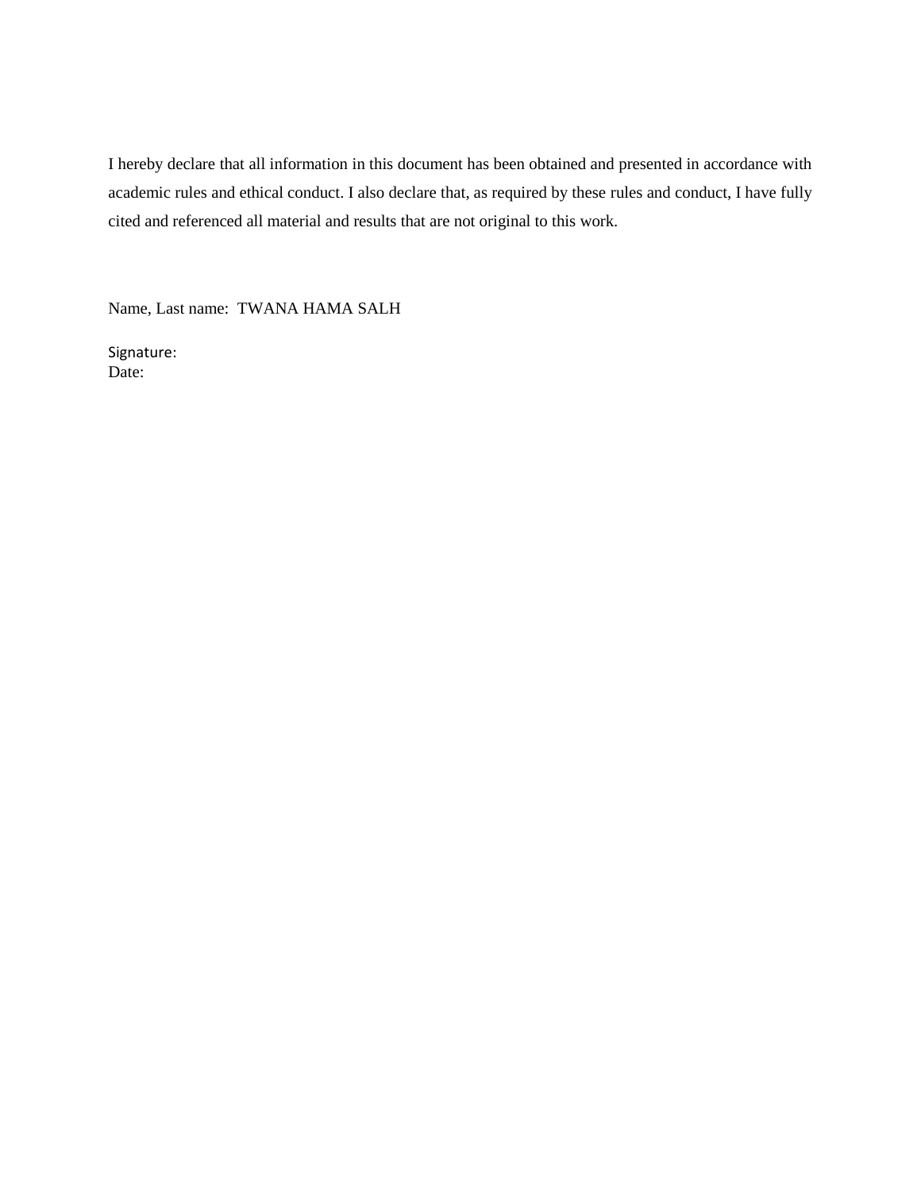I hereby declare that all information in this document has been obtained and presented in accordance with academic rules and ethical conduct. I also declare that, as required by these rules and conduct, I have fully cited and referenced all material and results that are not original to this work.

Name, Last name: TWANA HAMA SALH

Signature:
Date: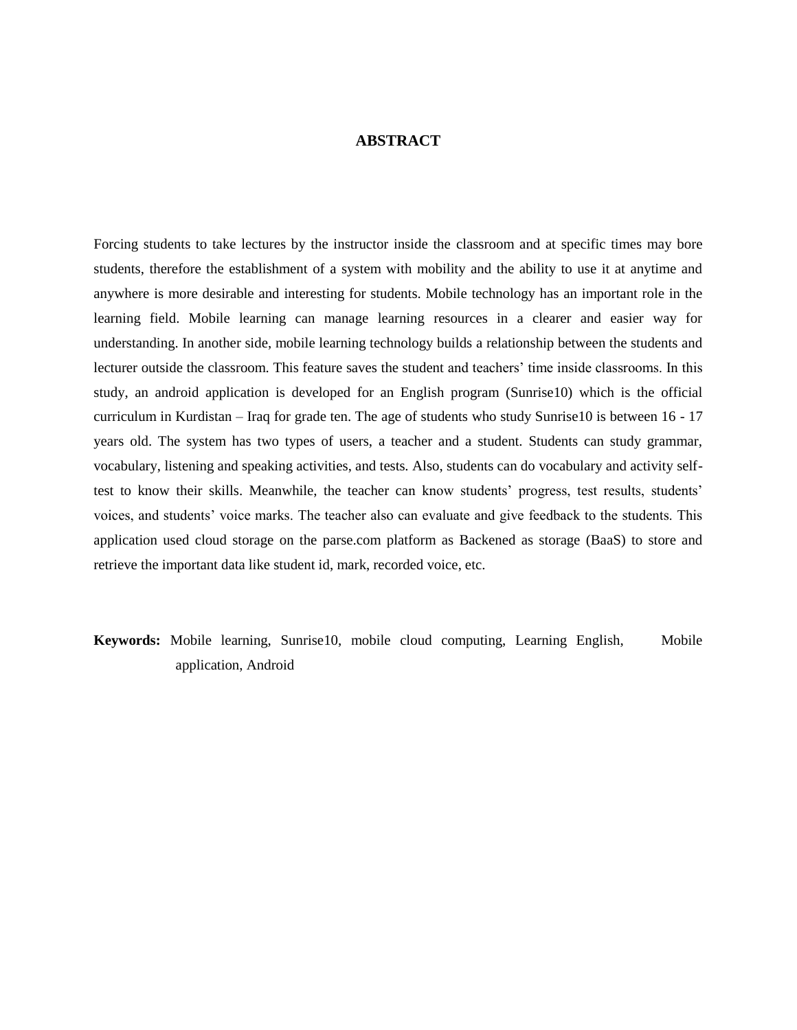# ABSTRACT

Forcing students to take lectures by the instructor inside the classroom and at specific times may bore students, therefore the establishment of a system with mobility and the ability to use it at anytime and anywhere is more desirable and interesting for students. Mobile technology has an important role in the learning field. Mobile learning can manage learning resources in a clearer and easier way for understanding. In another side, mobile learning technology builds a relationship between the students and lecturer outside the classroom. This feature saves the student and teachers' time inside classrooms. In this study, an android application is developed for an English program (Sunrise10) which is the official curriculum in Kurdistan – Iraq for grade ten. The age of students who study Sunrise10 is between 16 - 17 years old. The system has two types of users, a teacher and a student. Students can study grammar, vocabulary, listening and speaking activities, and tests. Also, students can do vocabulary and activity self-test to know their skills. Meanwhile, the teacher can know students' progress, test results, students' voices, and students' voice marks. The teacher also can evaluate and give feedback to the students. This application used cloud storage on the parse.com platform as Backened as storage (BaaS) to store and retrieve the important data like student id, mark, recorded voice, etc.

**Keywords:** Mobile learning, Sunrise10, mobile cloud computing, Learning English, Mobile application, Android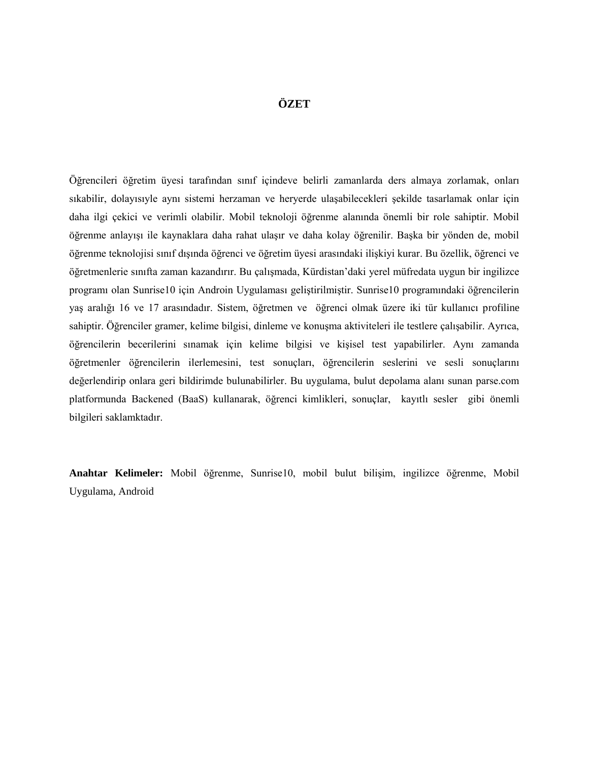# ÖZET

Öğrencileri öğretim üyesi tarafından sınıf içindeve belirli zamanlarda ders almaya zorlamak, onları sıkabilir, dolayısıyle aynı sistemi herzaman ve heryerde ulaşabilecekleri şekilde tasarlamak onlar için daha ilgi çekici ve verimli olabilir. Mobil teknoloji öğrenme alanında önemli bir role sahiptir. Mobil öğrenme anlayışı ile kaynaklara daha rahat ulaşır ve daha kolay öğrenilir. Başka bir yönden de, mobil öğrenme teknolojisi sınıf dışında öğrenci ve öğretim üyesi arasındaki ilişkiyi kurar. Bu özellik, öğrenci ve öğretmenlerie sınıfta zaman kazandırır. Bu çalışmada, Kürdistan'daki yerel müfredata uygun bir ingilizce programı olan Sunrise10 için Androin Uygulaması geliştirilmiştir. Sunrise10 programındaki öğrencilerin yaş aralığı 16 ve 17 arasındadır. Sistem, öğretmen ve öğrenci olmak üzere iki tür kullanıcı profiline sahiptir. Öğrenciler gramer, kelime bilgisi, dinleme ve konuşma aktiviteleri ile testlere çalışabilir. Ayrıca, öğrencilerin becerilerini sınamak için kelime bilgisi ve kişisel test yapabilirler. Aynı zamanda öğretmenler öğrencilerin ilerlemesini, test sonuçları, öğrencilerin seslerini ve sesli sonuçlarını değerlendirip onlara geri bildirimde bulunabilirler. Bu uygulama, bulut depolama alanı sunan parse.com platformunda Backened (BaaS) kullanarak, öğrenci kimlikleri, sonuçlar, kayıtlı sesler gibi önemli bilgileri saklamktadır.

**Anahtar Kelimeler:** Mobil öğrenme, Sunrise10, mobil bulut bilişim, ingilizce öğrenme, Mobil Uygulama, Android